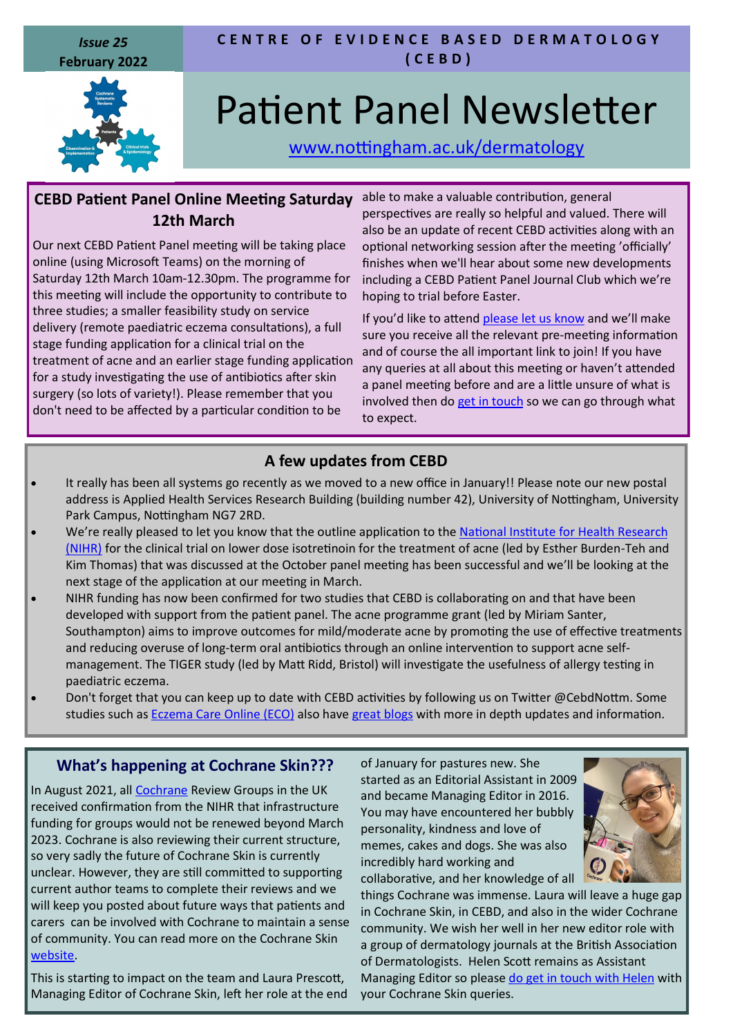Issue 25
February 2022

**CENTRE OF EVIDENCE BASED DERMATOLOGY (CEBD)**

# Patient Panel Newsletter

www.nottingham.ac.uk/dermatology

## CEBD Patient Panel Online Meeting Saturday 12th March

Our next CEBD Patient Panel meeting will be taking place online (using Microsoft Teams) on the morning of Saturday 12th March 10am-12.30pm. The programme for this meeting will include the opportunity to contribute to three studies; a smaller feasibility study on service delivery (remote paediatric eczema consultations), a full stage funding application for a clinical trial on the treatment of acne and an earlier stage funding application for a study investigating the use of antibiotics after skin surgery (so lots of variety!). Please remember that you don't need to be affected by a particular condition to be able to make a valuable contribution, general perspectives are really so helpful and valued. There will also be an update of recent CEBD activities along with an optional networking session after the meeting 'officially' finishes when we'll hear about some new developments including a CEBD Patient Panel Journal Club which we're hoping to trial before Easter.

If you'd like to attend please let us know and we'll make sure you receive all the relevant pre-meeting information and of course the all important link to join! If you have any queries at all about this meeting or haven't attended a panel meeting before and are a little unsure of what is involved then do get in touch so we can go through what to expect.

## A few updates from CEBD

- It really has been all systems go recently as we moved to a new office in January!! Please note our new postal address is Applied Health Services Research Building (building number 42), University of Nottingham, University Park Campus, Nottingham NG7 2RD.
- We're really pleased to let you know that the outline application to the National Institute for Health Research (NIHR) for the clinical trial on lower dose isotretinoin for the treatment of acne (led by Esther Burden-Teh and Kim Thomas) that was discussed at the October panel meeting has been successful and we'll be looking at the next stage of the application at our meeting in March.
- NIHR funding has now been confirmed for two studies that CEBD is collaborating on and that have been developed with support from the patient panel. The acne programme grant (led by Miriam Santer, Southampton) aims to improve outcomes for mild/moderate acne by promoting the use of effective treatments and reducing overuse of long-term oral antibiotics through an online intervention to support acne self-management. The TIGER study (led by Matt Ridd, Bristol) will investigate the usefulness of allergy testing in paediatric eczema.
- Don't forget that you can keep up to date with CEBD activities by following us on Twitter @CebdNottm. Some studies such as Eczema Care Online (ECO) also have great blogs with more in depth updates and information.

## What's happening at Cochrane Skin???

In August 2021, all Cochrane Review Groups in the UK received confirmation from the NIHR that infrastructure funding for groups would not be renewed beyond March 2023. Cochrane is also reviewing their current structure, so very sadly the future of Cochrane Skin is currently unclear. However, they are still committed to supporting current author teams to complete their reviews and we will keep you posted about future ways that patients and carers can be involved with Cochrane to maintain a sense of community. You can read more on the Cochrane Skin website.

This is starting to impact on the team and Laura Prescott, Managing Editor of Cochrane Skin, left her role at the end of January for pastures new. She started as an Editorial Assistant in 2009 and became Managing Editor in 2016. You may have encountered her bubbly personality, kindness and love of memes, cakes and dogs. She was also incredibly hard working and collaborative, and her knowledge of all things Cochrane was immense. Laura will leave a huge gap in Cochrane Skin, in CEBD, and also in the wider Cochrane community. We wish her well in her new editor role with a group of dermatology journals at the British Association of Dermatologists. Helen Scott remains as Assistant Managing Editor so please do get in touch with Helen with your Cochrane Skin queries.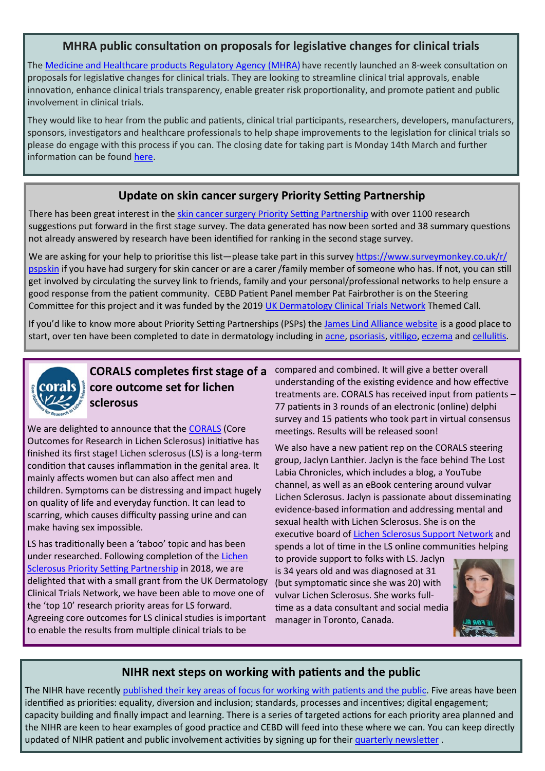## MHRA public consultation on proposals for legislative changes for clinical trials

The Medicine and Healthcare products Regulatory Agency (MHRA) have recently launched an 8-week consultation on proposals for legislative changes for clinical trials. They are looking to streamline clinical trial approvals, enable innovation, enhance clinical trials transparency, enable greater risk proportionality, and promote patient and public involvement in clinical trials.

They would like to hear from the public and patients, clinical trial participants, researchers, developers, manufacturers, sponsors, investigators and healthcare professionals to help shape improvements to the legislation for clinical trials so please do engage with this process if you can. The closing date for taking part is Monday 14th March and further information can be found here.

## Update on skin cancer surgery Priority Setting Partnership

There has been great interest in the skin cancer surgery Priority Setting Partnership with over 1100 research suggestions put forward in the first stage survey. The data generated has now been sorted and 38 summary questions not already answered by research have been identified for ranking in the second stage survey.

We are asking for your help to prioritise this list—please take part in this survey https://www.surveymonkey.co.uk/r/pspskin if you have had surgery for skin cancer or are a carer /family member of someone who has. If not, you can still get involved by circulating the survey link to friends, family and your personal/professional networks to help ensure a good response from the patient community. CEBD Patient Panel member Pat Fairbrother is on the Steering Committee for this project and it was funded by the 2019 UK Dermatology Clinical Trials Network Themed Call.

If you'd like to know more about Priority Setting Partnerships (PSPs) the James Lind Alliance website is a good place to start, over ten have been completed to date in dermatology including in acne, psoriasis, vitiligo, eczema and cellulitis.

## CORALS completes first stage of a core outcome set for lichen sclerosus

We are delighted to announce that the CORALS (Core Outcomes for Research in Lichen Sclerosus) initiative has finished its first stage! Lichen sclerosus (LS) is a long-term condition that causes inflammation in the genital area. It mainly affects women but can also affect men and children. Symptoms can be distressing and impact hugely on quality of life and everyday function. It can lead to scarring, which causes difficulty passing urine and can make having sex impossible.

LS has traditionally been a 'taboo' topic and has been under researched. Following completion of the Lichen Sclerosus Priority Setting Partnership in 2018, we are delighted that with a small grant from the UK Dermatology Clinical Trials Network, we have been able to move one of the 'top 10' research priority areas for LS forward. Agreeing core outcomes for LS clinical studies is important to enable the results from multiple clinical trials to be compared and combined. It will give a better overall understanding of the existing evidence and how effective treatments are. CORALS has received input from patients – 77 patients in 3 rounds of an electronic (online) delphi survey and 15 patients who took part in virtual consensus meetings. Results will be released soon!

We also have a new patient rep on the CORALS steering group, Jaclyn Lanthier. Jaclyn is the face behind The Lost Labia Chronicles, which includes a blog, a YouTube channel, as well as an eBook centering around vulvar Lichen Sclerosus. Jaclyn is passionate about disseminating evidence-based information and addressing mental and sexual health with Lichen Sclerosus. She is on the executive board of Lichen Sclerosus Support Network and spends a lot of time in the LS online communities helping to provide support to folks with LS. Jaclyn is 34 years old and was diagnosed at 31 (but symptomatic since she was 20) with vulvar Lichen Sclerosus. She works full-time as a data consultant and social media manager in Toronto, Canada.

## NIHR next steps on working with patients and the public

The NIHR have recently published their key areas of focus for working with patients and the public. Five areas have been identified as priorities: equality, diversion and inclusion; standards, processes and incentives; digital engagement; capacity building and finally impact and learning. There is a series of targeted actions for each priority area planned and the NIHR are keen to hear examples of good practice and CEBD will feed into these where we can. You can keep directly updated of NIHR patient and public involvement activities by signing up for their quarterly newsletter .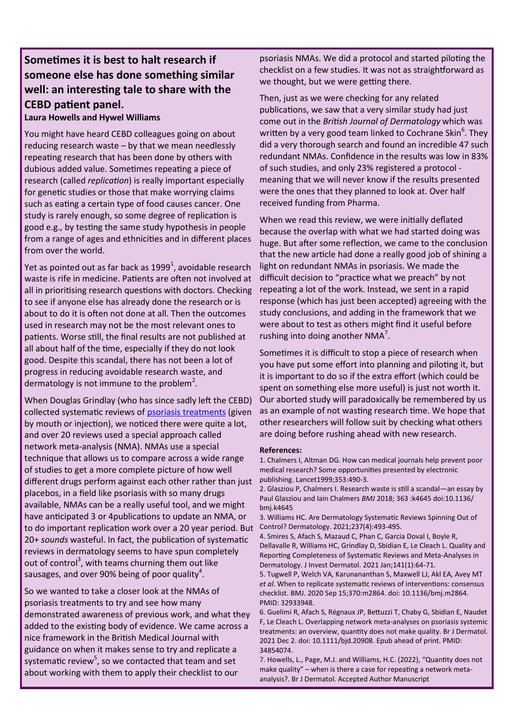## Sometimes it is best to halt research if someone else has done something similar well: an interesting tale to share with the CEBD patient panel.

**Laura Howells and Hywel Williams**

You might have heard CEBD colleagues going on about reducing research waste – by that we mean needlessly repeating research that has been done by others with dubious added value. Sometimes repeating a piece of research (called *replication*) is really important especially for genetic studies or those that make worrying claims such as eating a certain type of food causes cancer. One study is rarely enough, so some degree of replication is good e.g., by testing the same study hypothesis in people from a range of ages and ethnicities and in different places from over the world.

Yet as pointed out as far back as 1999[1], avoidable research waste is rife in medicine. Patients are often not involved at all in prioritising research questions with doctors. Checking to see if anyone else has already done the research or is about to do it is often not done at all. Then the outcomes used in research may not be the most relevant ones to patients. Worse still, the final results are not published at all about half of the time, especially if they do not look good. Despite this scandal, there has not been a lot of progress in reducing avoidable research waste, and dermatology is not immune to the problem[2].

When Douglas Grindlay (who has since sadly left the CEBD) collected systematic reviews of psoriasis treatments (given by mouth or injection), we noticed there were quite a lot, and over 20 reviews used a special approach called network meta-analysis (NMA). NMAs use a special technique that allows us to compare across a wide range of studies to get a more complete picture of how well different drugs perform against each other rather than just placebos, in a field like psoriasis with so many drugs available, NMAs can be a really useful tool, and we might have anticipated 3 or 4publications to update an NMA, or to do important replication work over a 20 year period. But 20+ *sounds* wasteful. In fact, the publication of systematic reviews in dermatology seems to have spun completely out of control[3], with teams churning them out like sausages, and over 90% being of poor quality[4].

So we wanted to take a closer look at the NMAs of psoriasis treatments to try and see how many demonstrated awareness of previous work, and what they added to the existing body of evidence. We came across a nice framework in the British Medical Journal with guidance on when it makes sense to try and replicate a systematic review[5], so we contacted that team and set about working with them to apply their checklist to our psoriasis NMAs. We did a protocol and started piloting the checklist on a few studies. It was not as straightforward as we thought, but we were getting there.

Then, just as we were checking for any related publications, we saw that a very similar study had just come out in the *British Journal of Dermatology* which was written by a very good team linked to Cochrane Skin[6]. They did a very thorough search and found an incredible 47 such redundant NMAs. Confidence in the results was low in 83% of such studies, and only 23% registered a protocol - meaning that we will never know if the results presented were the ones that they planned to look at. Over half received funding from Pharma.

When we read this review, we were initially deflated because the overlap with what we had started doing was huge. But after some reflection, we came to the conclusion that the new article had done a really good job of shining a light on redundant NMAs in psoriasis. We made the difficult decision to "practice what we preach" by not repeating a lot of the work. Instead, we sent in a rapid response (which has just been accepted) agreeing with the study conclusions, and adding in the framework that we were about to test as others might find it useful before rushing into doing another NMA[7].

Sometimes it is difficult to stop a piece of research when you have put some effort into planning and piloting it, but it is important to do so if the extra effort (which could be spent on something else more useful) is just not worth it. Our aborted study will paradoxically be remembered by us as an example of not wasting research time. We hope that other researchers will follow suit by checking what others are doing before rushing ahead with new research.

**References:**

1. Chalmers I, Altman DG. How can medical journals help prevent poor medical research? Some opportunities presented by electronic publishing. Lancet1999;353:490-3.
2. Glasziou P, Chalmers I. Research waste is still a scandal—an essay by Paul Glasziou and Iain Chalmers *BMJ* 2018; 363 :k4645 doi:10.1136/bmj.k4645
3. Williams HC. Are Dermatology Systematic Reviews Spinning Out of Control? Dermatology. 2021;237(4):493-495.
4. Smires S, Afach S, Mazaud C, Phan C, Garcia Doval I, Boyle R, Dellavalle R, Williams HC, Grindlay D, Sbidian E, Le Cleach L. Quality and Reporting Completeness of Systematic Reviews and Meta-Analyses in Dermatology. J Invest Dermatol. 2021 Jan;141(1):64-71.
5. Tugwell P, Welch VA, Karunananthan S, Maxwell LJ, Akl EA, Avey MT *et al.* When to replicate systematic reviews of interventions: consensus checklist. BMJ. 2020 Sep 15;370:m2864. doi: 10.1136/bmj.m2864. PMID: 32933948.
6. Guelimi R, Afach S, Régnaux JP, Bettuzzi T, Chaby G, Sbidian E, Naudet F, Le Cleach L. Overlapping network meta-analyses on psoriasis systemic treatments: an overview, quantity does not make quality. Br J Dermatol. 2021 Dec 2. doi: 10.1111/bjd.20908. Epub ahead of print. PMID: 34854074.
7. Howells, L., Page, M.J. and Williams, H.C. (2022), "Quantity does not make quality" – when is there a case for repeating a network meta-analysis?. Br J Dermatol. Accepted Author Manuscript